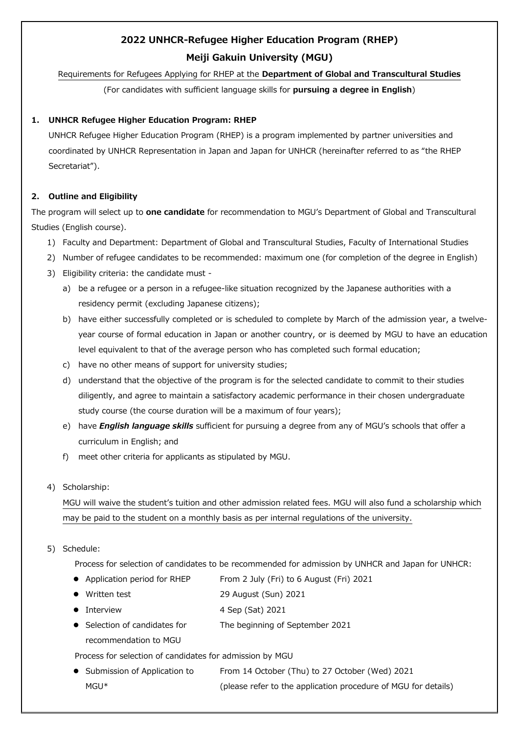# 2022 UNHCR-Refugee Higher Education Program (RHEP)

# Meiji Gakuin University (MGU)

Requirements for Refugees Applying for RHEP at the **Department of Global and Transcultural Studies**

(For candidates with sufficient language skills for **pursuing a degree in English**)

## 1. UNHCR Refugee Higher Education Program: RHEP

UNHCR Refugee Higher Education Program (RHEP) is a program implemented by partner universities and coordinated by UNHCR Representation in Japan and Japan for UNHCR (hereinafter referred to as "the RHEP Secretariat").

## 2. Outline and Eligibility

The program will select up to **one candidate** for recommendation to MGU's Department of Global and Transcultural Studies (English course).

1) Faculty and Department: Department of Global and Transcultural Studies, Faculty of International Studies
2) Number of refugee candidates to be recommended: maximum one (for completion of the degree in English)
3) Eligibility criteria: the candidate must -
   a) be a refugee or a person in a refugee-like situation recognized by the Japanese authorities with a residency permit (excluding Japanese citizens);
   b) have either successfully completed or is scheduled to complete by March of the admission year, a twelve-year course of formal education in Japan or another country, or is deemed by MGU to have an education level equivalent to that of the average person who has completed such formal education;
   c) have no other means of support for university studies;
   d) understand that the objective of the program is for the selected candidate to commit to their studies diligently, and agree to maintain a satisfactory academic performance in their chosen undergraduate study course (the course duration will be a maximum of four years);
   e) have ***English language skills*** sufficient for pursuing a degree from any of MGU's schools that offer a curriculum in English; and
   f) meet other criteria for applicants as stipulated by MGU.

4) Scholarship:

   MGU will waive the student's tuition and other admission related fees. MGU will also fund a scholarship which may be paid to the student on a monthly basis as per internal regulations of the university.

5) Schedule:

   Process for selection of candidates to be recommended for admission by UNHCR and Japan for UNHCR:

   - Application period for RHEP — From 2 July (Fri) to 6 August (Fri) 2021
   - Written test — 29 August (Sun) 2021
   - Interview — 4 Sep (Sat) 2021
   - Selection of candidates for recommendation to MGU — The beginning of September 2021

   Process for selection of candidates for admission by MGU

   - Submission of Application to MGU* — From 14 October (Thu) to 27 October (Wed) 2021 (please refer to the application procedure of MGU for details)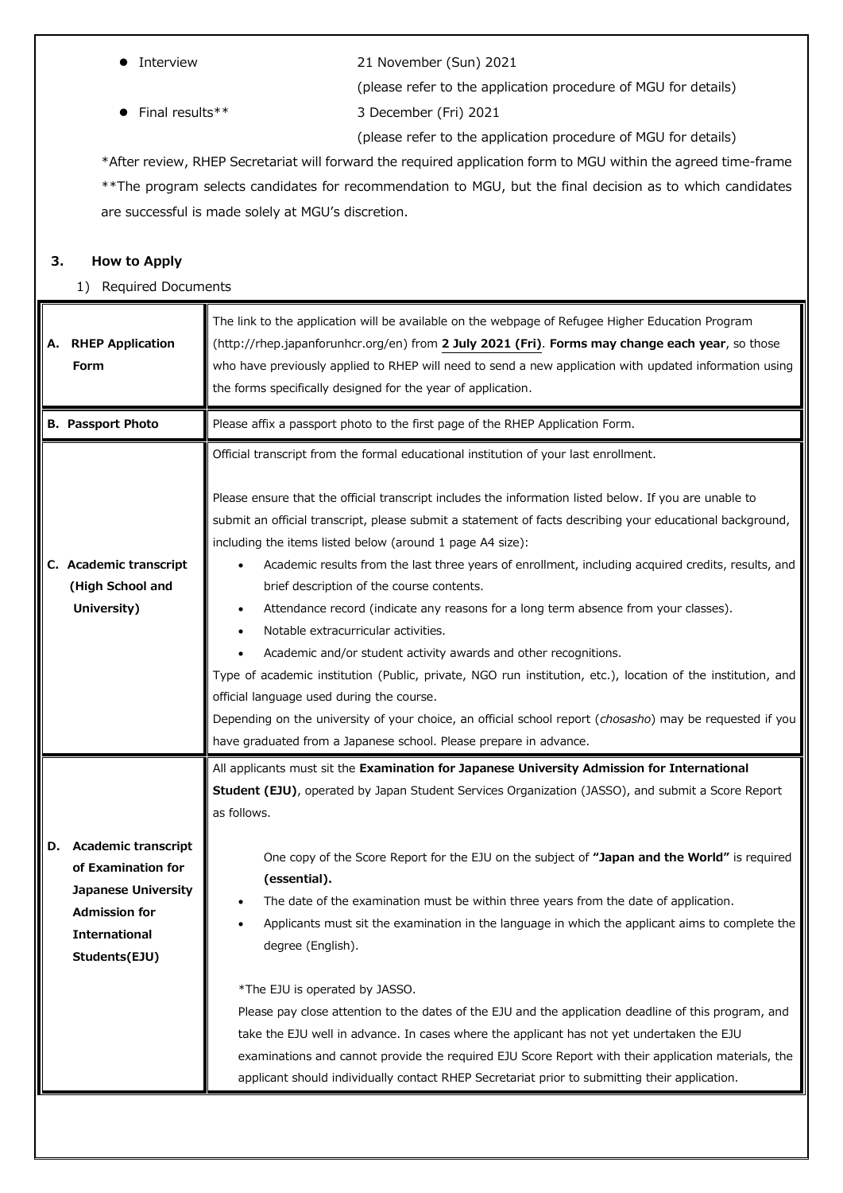- Interview 21 November (Sun) 2021
  (please refer to the application procedure of MGU for details)
- Final results** 3 December (Fri) 2021
  (please refer to the application procedure of MGU for details)

*After review, RHEP Secretariat will forward the required application form to MGU within the agreed time-frame

**The program selects candidates for recommendation to MGU, but the final decision as to which candidates are successful is made solely at MGU's discretion.

## 3. How to Apply

1) Required Documents

| | |
|---|---|
| **A. RHEP Application Form** | The link to the application will be available on the webpage of Refugee Higher Education Program (http://rhep.japanforunhcr.org/en) from **2 July 2021 (Fri)**. **Forms may change each year**, so those who have previously applied to RHEP will need to send a new application with updated information using the forms specifically designed for the year of application. |
| **B. Passport Photo** | Please affix a passport photo to the first page of the RHEP Application Form. |
| **C. Academic transcript (High School and University)** | Official transcript from the formal educational institution of your last enrollment.<br><br>Please ensure that the official transcript includes the information listed below. If you are unable to submit an official transcript, please submit a statement of facts describing your educational background, including the items listed below (around 1 page A4 size):<br>• Academic results from the last three years of enrollment, including acquired credits, results, and brief description of the course contents.<br>• Attendance record (indicate any reasons for a long term absence from your classes).<br>• Notable extracurricular activities.<br>• Academic and/or student activity awards and other recognitions.<br>Type of academic institution (Public, private, NGO run institution, etc.), location of the institution, and official language used during the course.<br>Depending on the university of your choice, an official school report (*chosasho*) may be requested if you have graduated from a Japanese school. Please prepare in advance. |
| **D. Academic transcript of Examination for Japanese University Admission for International Students(EJU)** | All applicants must sit the **Examination for Japanese University Admission for International Student (EJU)**, operated by Japan Student Services Organization (JASSO), and submit a Score Report as follows.<br><br>One copy of the Score Report for the EJU on the subject of **"Japan and the World"** is required **(essential).**<br>• The date of the examination must be within three years from the date of application.<br>• Applicants must sit the examination in the language in which the applicant aims to complete the degree (English).<br><br>*The EJU is operated by JASSO.<br>Please pay close attention to the dates of the EJU and the application deadline of this program, and take the EJU well in advance. In cases where the applicant has not yet undertaken the EJU examinations and cannot provide the required EJU Score Report with their application materials, the applicant should individually contact RHEP Secretariat prior to submitting their application. |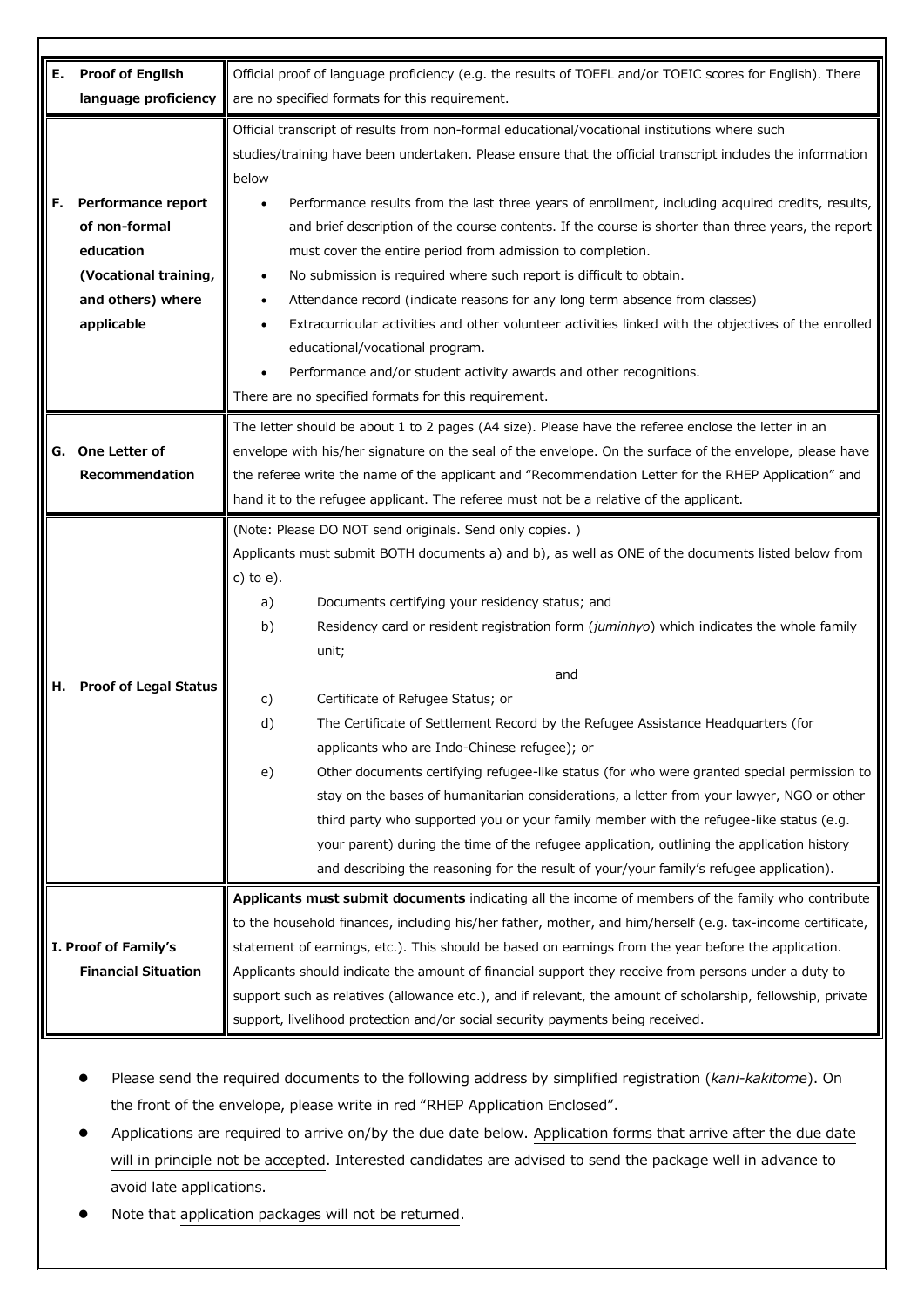| | |
|---|---|
| **E. Proof of English language proficiency** | Official proof of language proficiency (e.g. the results of TOEFL and/or TOEIC scores for English). There are no specified formats for this requirement. |
| **F. Performance report of non-formal education (Vocational training, and others) where applicable** | Official transcript of results from non-formal educational/vocational institutions where such studies/training have been undertaken. Please ensure that the official transcript includes the information below<br>• Performance results from the last three years of enrollment, including acquired credits, results, and brief description of the course contents. If the course is shorter than three years, the report must cover the entire period from admission to completion.<br>• No submission is required where such report is difficult to obtain.<br>• Attendance record (indicate reasons for any long term absence from classes)<br>• Extracurricular activities and other volunteer activities linked with the objectives of the enrolled educational/vocational program.<br>• Performance and/or student activity awards and other recognitions.<br>There are no specified formats for this requirement. |
| **G. One Letter of Recommendation** | The letter should be about 1 to 2 pages (A4 size). Please have the referee enclose the letter in an envelope with his/her signature on the seal of the envelope. On the surface of the envelope, please have the referee write the name of the applicant and "Recommendation Letter for the RHEP Application" and hand it to the refugee applicant. The referee must not be a relative of the applicant. |
| **H. Proof of Legal Status** | (Note: Please DO NOT send originals. Send only copies. )<br>Applicants must submit BOTH documents a) and b), as well as ONE of the documents listed below from c) to e).<br>a) Documents certifying your residency status; and<br>b) Residency card or resident registration form (*juminhyo*) which indicates the whole family unit;<br>and<br>c) Certificate of Refugee Status; or<br>d) The Certificate of Settlement Record by the Refugee Assistance Headquarters (for applicants who are Indo-Chinese refugee); or<br>e) Other documents certifying refugee-like status (for who were granted special permission to stay on the bases of humanitarian considerations, a letter from your lawyer, NGO or other third party who supported you or your family member with the refugee-like status (e.g. your parent) during the time of the refugee application, outlining the application history and describing the reasoning for the result of your/your family's refugee application). |
| **I. Proof of Family's Financial Situation** | **Applicants must submit documents** indicating all the income of members of the family who contribute to the household finances, including his/her father, mother, and him/herself (e.g. tax-income certificate, statement of earnings, etc.). This should be based on earnings from the year before the application. Applicants should indicate the amount of financial support they receive from persons under a duty to support such as relatives (allowance etc.), and if relevant, the amount of scholarship, fellowship, private support, livelihood protection and/or social security payments being received. |

- Please send the required documents to the following address by simplified registration (*kani-kakitome*). On the front of the envelope, please write in red "RHEP Application Enclosed".
- Applications are required to arrive on/by the due date below. Application forms that arrive after the due date will in principle not be accepted. Interested candidates are advised to send the package well in advance to avoid late applications.
- Note that application packages will not be returned.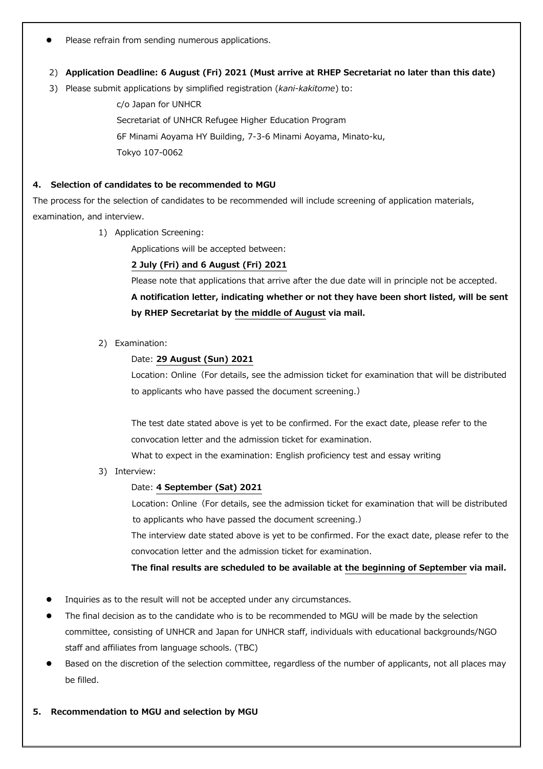- Please refrain from sending numerous applications.

2) **Application Deadline: 6 August (Fri) 2021 (Must arrive at RHEP Secretariat no later than this date)**

3) Please submit applications by simplified registration (*kani-kakitome*) to:

   c/o Japan for UNHCR
   Secretariat of UNHCR Refugee Higher Education Program
   6F Minami Aoyama HY Building, 7-3-6 Minami Aoyama, Minato-ku,
   Tokyo 107-0062

#### 4. Selection of candidates to be recommended to MGU

The process for the selection of candidates to be recommended will include screening of application materials, examination, and interview.

1) Application Screening:

   Applications will be accepted between:

   **2 July (Fri) and 6 August (Fri) 2021**

   Please note that applications that arrive after the due date will in principle not be accepted.

   **A notification letter, indicating whether or not they have been short listed, will be sent by RHEP Secretariat by the middle of August via mail.**

2) Examination:

   Date: **29 August (Sun) 2021**

   Location: Online（For details, see the admission ticket for examination that will be distributed to applicants who have passed the document screening.）

   The test date stated above is yet to be confirmed. For the exact date, please refer to the convocation letter and the admission ticket for examination.

   What to expect in the examination: English proficiency test and essay writing

3) Interview:

   Date: **4 September (Sat) 2021**

   Location: Online（For details, see the admission ticket for examination that will be distributed to applicants who have passed the document screening.）

   The interview date stated above is yet to be confirmed. For the exact date, please refer to the convocation letter and the admission ticket for examination.

   **The final results are scheduled to be available at the beginning of September via mail.**

- Inquiries as to the result will not be accepted under any circumstances.
- The final decision as to the candidate who is to be recommended to MGU will be made by the selection committee, consisting of UNHCR and Japan for UNHCR staff, individuals with educational backgrounds/NGO staff and affiliates from language schools. (TBC)
- Based on the discretion of the selection committee, regardless of the number of applicants, not all places may be filled.

#### 5. Recommendation to MGU and selection by MGU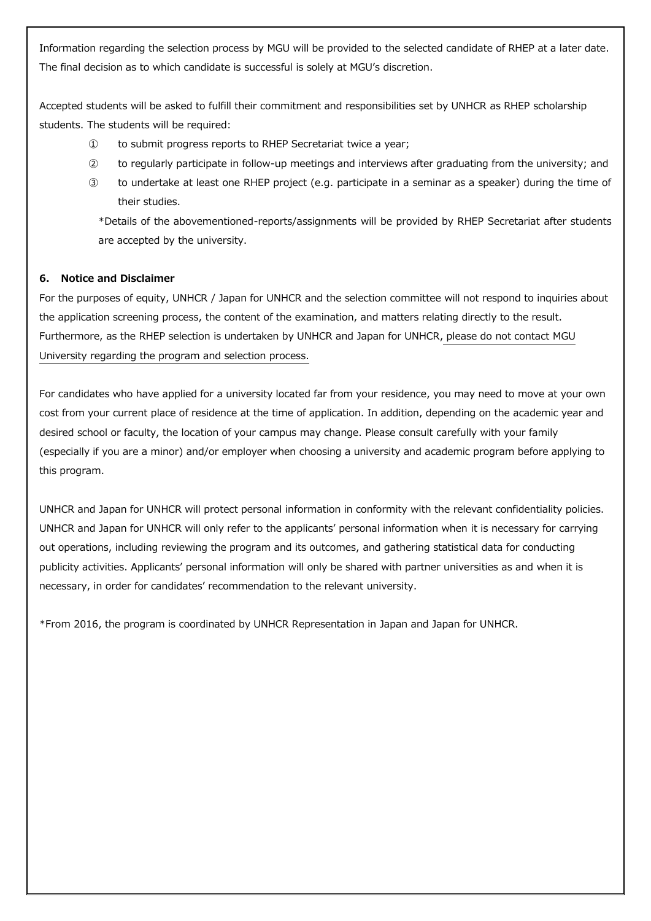Information regarding the selection process by MGU will be provided to the selected candidate of RHEP at a later date. The final decision as to which candidate is successful is solely at MGU's discretion.

Accepted students will be asked to fulfill their commitment and responsibilities set by UNHCR as RHEP scholarship students. The students will be required:

① to submit progress reports to RHEP Secretariat twice a year;

② to regularly participate in follow-up meetings and interviews after graduating from the university; and

③ to undertake at least one RHEP project (e.g. participate in a seminar as a speaker) during the time of their studies.

*Details of the abovementioned-reports/assignments will be provided by RHEP Secretariat after students are accepted by the university.

### 6. Notice and Disclaimer

For the purposes of equity, UNHCR / Japan for UNHCR and the selection committee will not respond to inquiries about the application screening process, the content of the examination, and matters relating directly to the result. Furthermore, as the RHEP selection is undertaken by UNHCR and Japan for UNHCR, <u>please do not contact MGU University regarding the program and selection process.</u>

For candidates who have applied for a university located far from your residence, you may need to move at your own cost from your current place of residence at the time of application. In addition, depending on the academic year and desired school or faculty, the location of your campus may change. Please consult carefully with your family (especially if you are a minor) and/or employer when choosing a university and academic program before applying to this program.

UNHCR and Japan for UNHCR will protect personal information in conformity with the relevant confidentiality policies. UNHCR and Japan for UNHCR will only refer to the applicants' personal information when it is necessary for carrying out operations, including reviewing the program and its outcomes, and gathering statistical data for conducting publicity activities. Applicants' personal information will only be shared with partner universities as and when it is necessary, in order for candidates' recommendation to the relevant university.

*From 2016, the program is coordinated by UNHCR Representation in Japan and Japan for UNHCR.